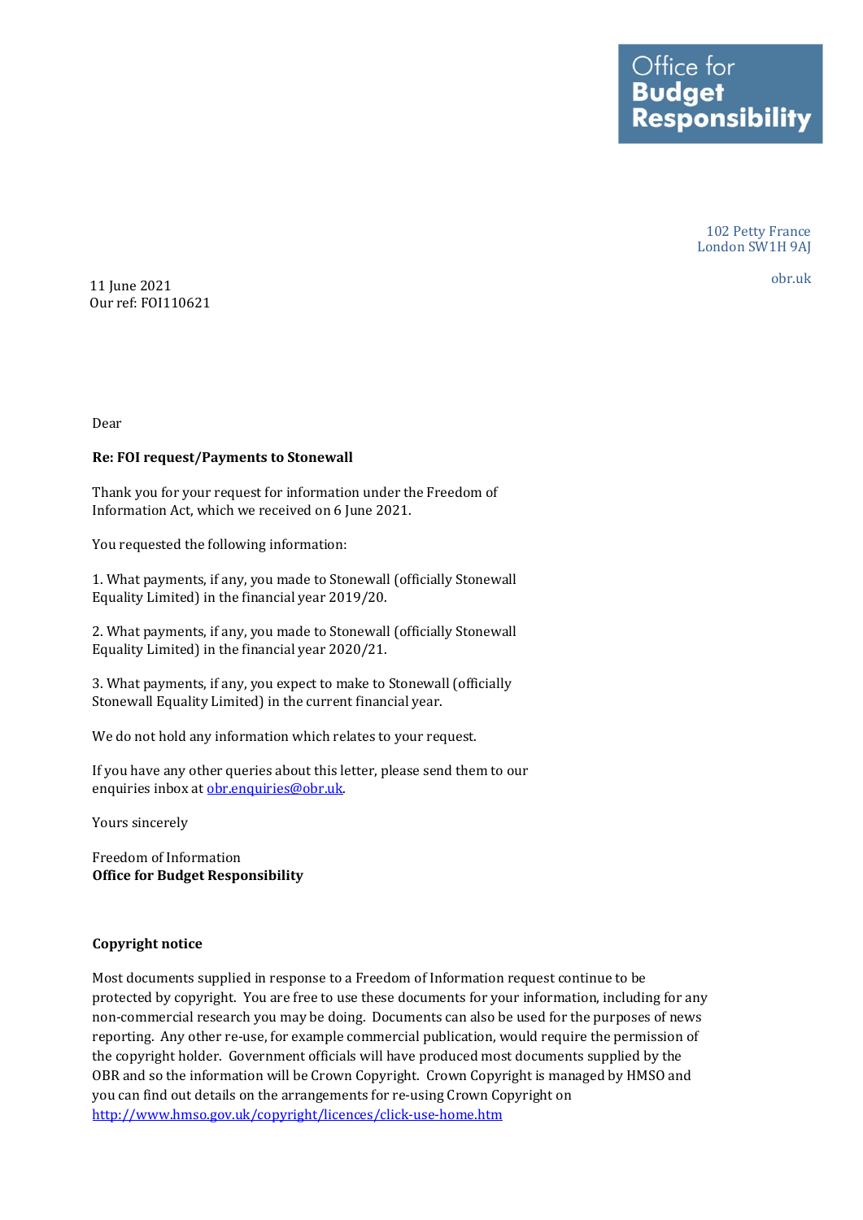Office for **Budget Responsibility**

102 Petty France
London SW1H 9AJ

obr.uk

11 June 2021
Our ref: FOI110621

Dear

**Re: FOI request/Payments to Stonewall**

Thank you for your request for information under the Freedom of Information Act, which we received on 6 June 2021.

You requested the following information:

1. What payments, if any, you made to Stonewall (officially Stonewall Equality Limited) in the financial year 2019/20.

2. What payments, if any, you made to Stonewall (officially Stonewall Equality Limited) in the financial year 2020/21.

3. What payments, if any, you expect to make to Stonewall (officially Stonewall Equality Limited) in the current financial year.

We do not hold any information which relates to your request.

If you have any other queries about this letter, please send them to our enquiries inbox at obr.enquiries@obr.uk.

Yours sincerely

Freedom of Information
**Office for Budget Responsibility**

**Copyright notice**

Most documents supplied in response to a Freedom of Information request continue to be protected by copyright. You are free to use these documents for your information, including for any non-commercial research you may be doing. Documents can also be used for the purposes of news reporting. Any other re-use, for example commercial publication, would require the permission of the copyright holder. Government officials will have produced most documents supplied by the OBR and so the information will be Crown Copyright. Crown Copyright is managed by HMSO and you can find out details on the arrangements for re-using Crown Copyright on http://www.hmso.gov.uk/copyright/licences/click-use-home.htm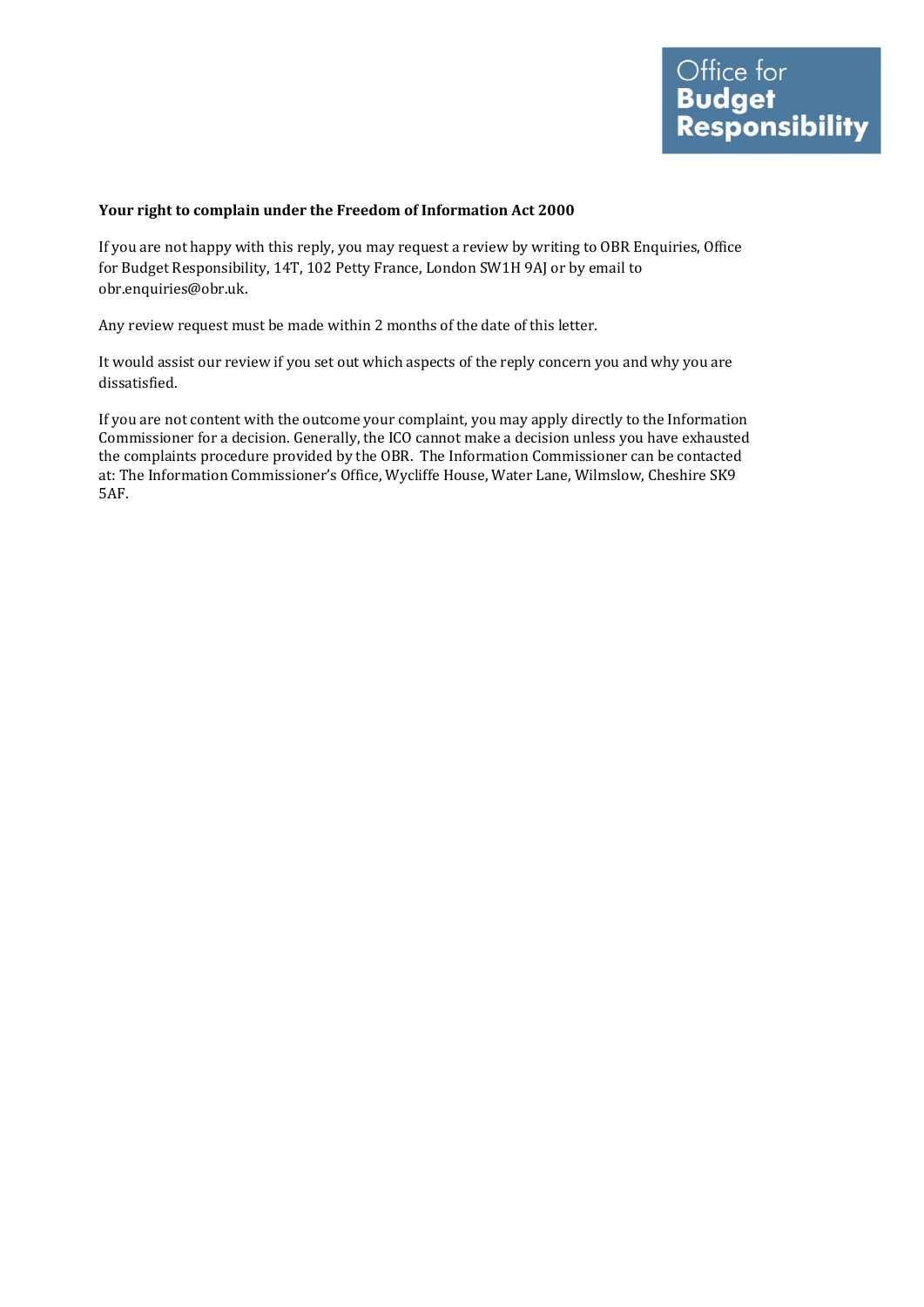Office for **Budget Responsibility**

**Your right to complain under the Freedom of Information Act 2000**

If you are not happy with this reply, you may request a review by writing to OBR Enquiries, Office for Budget Responsibility, 14T, 102 Petty France, London SW1H 9AJ or by email to obr.enquiries@obr.uk.

Any review request must be made within 2 months of the date of this letter.

It would assist our review if you set out which aspects of the reply concern you and why you are dissatisfied.

If you are not content with the outcome your complaint, you may apply directly to the Information Commissioner for a decision. Generally, the ICO cannot make a decision unless you have exhausted the complaints procedure provided by the OBR. The Information Commissioner can be contacted at: The Information Commissioner's Office, Wycliffe House, Water Lane, Wilmslow, Cheshire SK9 5AF.